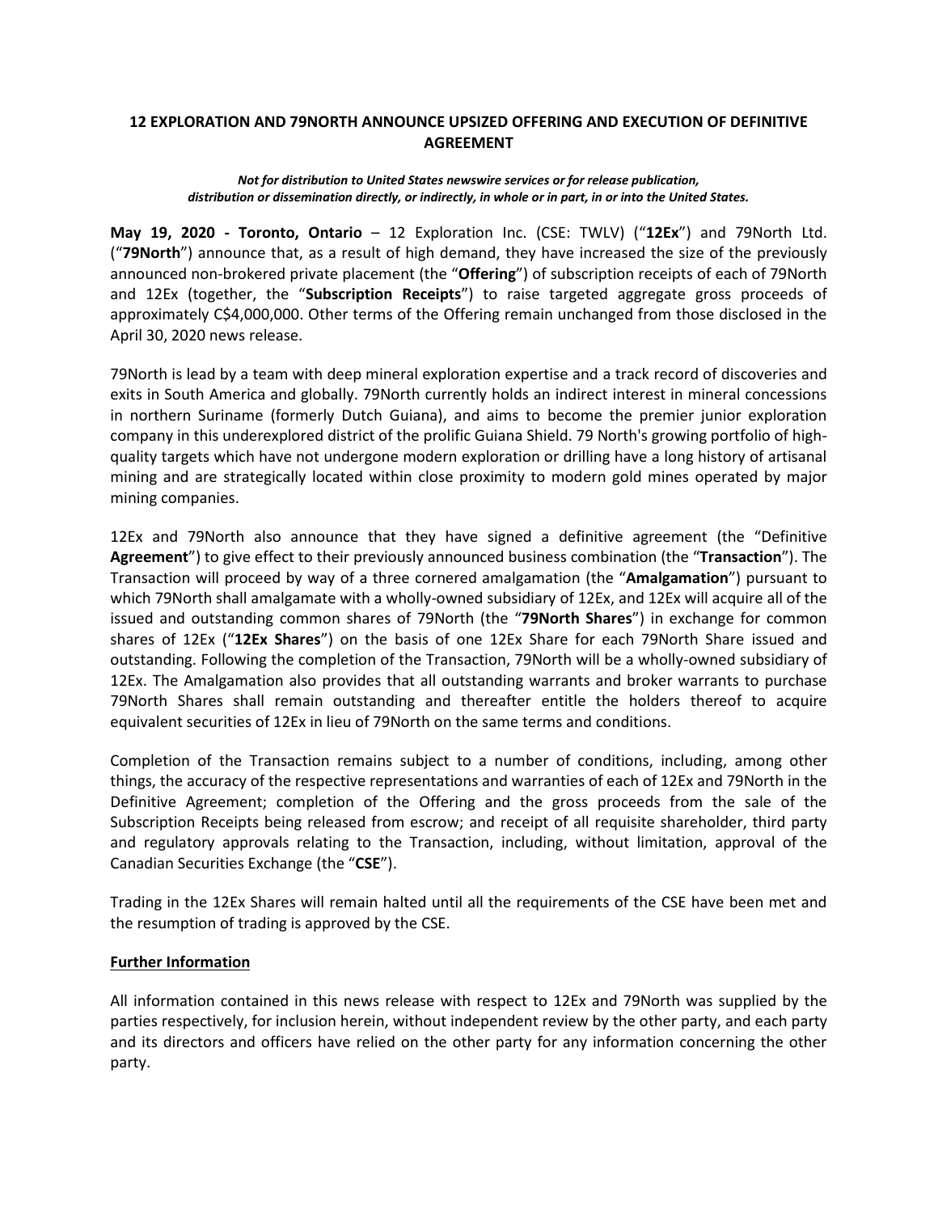# 12 EXPLORATION AND 79NORTH ANNOUNCE UPSIZED OFFERING AND EXECUTION OF DEFINITIVE AGREEMENT

***Not for distribution to United States newswire services or for release publication, distribution or dissemination directly, or indirectly, in whole or in part, in or into the United States.***

**May 19, 2020 - Toronto, Ontario** – 12 Exploration Inc. (CSE: TWLV) ("**12Ex**") and 79North Ltd. ("**79North**") announce that, as a result of high demand, they have increased the size of the previously announced non-brokered private placement (the "**Offering**") of subscription receipts of each of 79North and 12Ex (together, the "**Subscription Receipts**") to raise targeted aggregate gross proceeds of approximately C$4,000,000. Other terms of the Offering remain unchanged from those disclosed in the April 30, 2020 news release.

79North is lead by a team with deep mineral exploration expertise and a track record of discoveries and exits in South America and globally. 79North currently holds an indirect interest in mineral concessions in northern Suriname (formerly Dutch Guiana), and aims to become the premier junior exploration company in this underexplored district of the prolific Guiana Shield. 79 North's growing portfolio of high-quality targets which have not undergone modern exploration or drilling have a long history of artisanal mining and are strategically located within close proximity to modern gold mines operated by major mining companies.

12Ex and 79North also announce that they have signed a definitive agreement (the "Definitive **Agreement**") to give effect to their previously announced business combination (the "**Transaction**"). The Transaction will proceed by way of a three cornered amalgamation (the "**Amalgamation**") pursuant to which 79North shall amalgamate with a wholly-owned subsidiary of 12Ex, and 12Ex will acquire all of the issued and outstanding common shares of 79North (the "**79North Shares**") in exchange for common shares of 12Ex ("**12Ex Shares**") on the basis of one 12Ex Share for each 79North Share issued and outstanding. Following the completion of the Transaction, 79North will be a wholly-owned subsidiary of 12Ex. The Amalgamation also provides that all outstanding warrants and broker warrants to purchase 79North Shares shall remain outstanding and thereafter entitle the holders thereof to acquire equivalent securities of 12Ex in lieu of 79North on the same terms and conditions.

Completion of the Transaction remains subject to a number of conditions, including, among other things, the accuracy of the respective representations and warranties of each of 12Ex and 79North in the Definitive Agreement; completion of the Offering and the gross proceeds from the sale of the Subscription Receipts being released from escrow; and receipt of all requisite shareholder, third party and regulatory approvals relating to the Transaction, including, without limitation, approval of the Canadian Securities Exchange (the "**CSE**").

Trading in the 12Ex Shares will remain halted until all the requirements of the CSE have been met and the resumption of trading is approved by the CSE.

## Further Information

All information contained in this news release with respect to 12Ex and 79North was supplied by the parties respectively, for inclusion herein, without independent review by the other party, and each party and its directors and officers have relied on the other party for any information concerning the other party.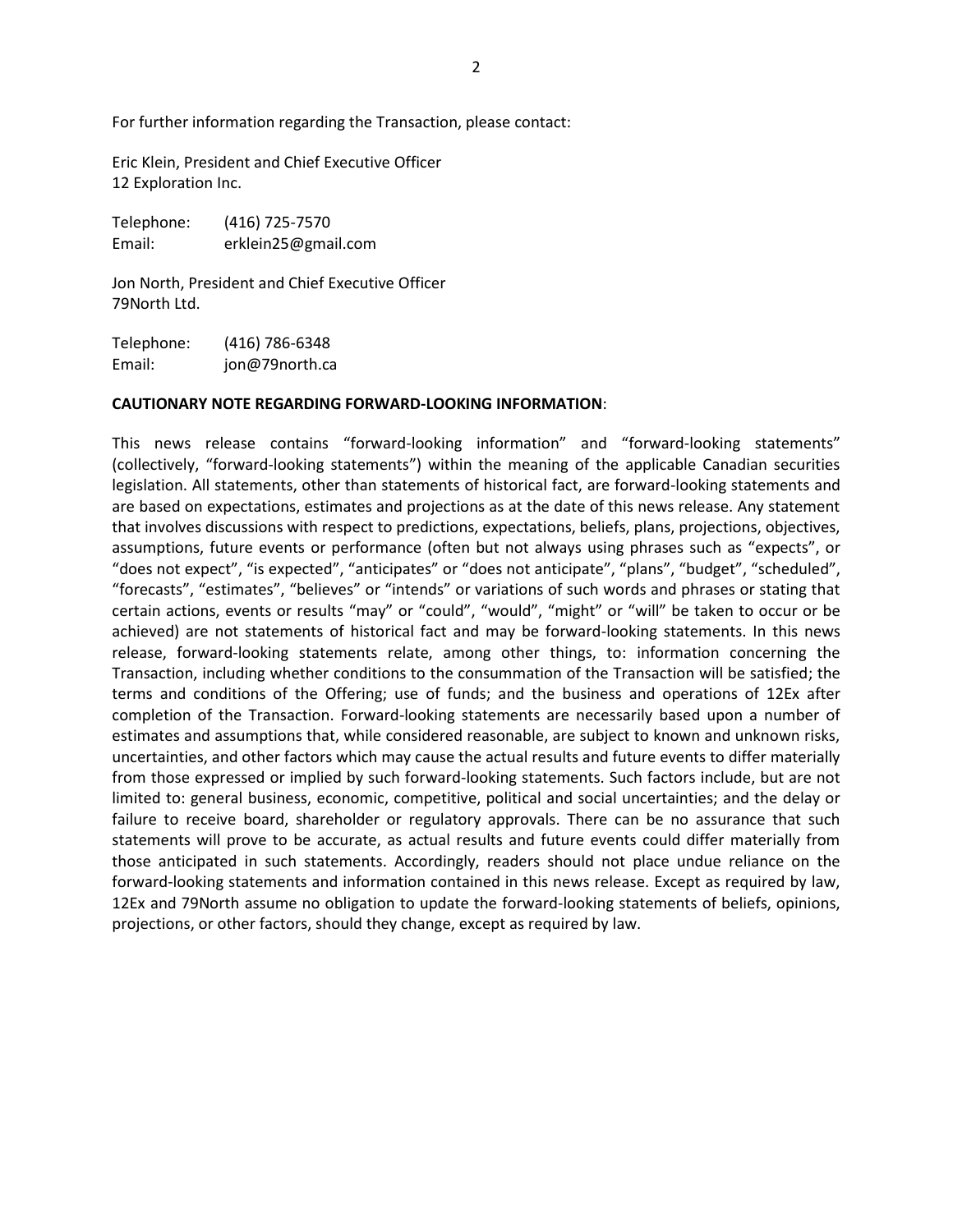For further information regarding the Transaction, please contact:

Eric Klein, President and Chief Executive Officer
12 Exploration Inc.

Telephone: (416) 725-7570
Email: erklein25@gmail.com

Jon North, President and Chief Executive Officer
79North Ltd.

Telephone: (416) 786-6348
Email: jon@79north.ca

**CAUTIONARY NOTE REGARDING FORWARD-LOOKING INFORMATION**:

This news release contains “forward-looking information” and “forward-looking statements” (collectively, “forward-looking statements”) within the meaning of the applicable Canadian securities legislation. All statements, other than statements of historical fact, are forward-looking statements and are based on expectations, estimates and projections as at the date of this news release. Any statement that involves discussions with respect to predictions, expectations, beliefs, plans, projections, objectives, assumptions, future events or performance (often but not always using phrases such as “expects”, or “does not expect”, “is expected”, “anticipates” or “does not anticipate”, “plans”, “budget”, “scheduled”, “forecasts”, “estimates”, “believes” or “intends” or variations of such words and phrases or stating that certain actions, events or results “may” or “could”, “would”, “might” or “will” be taken to occur or be achieved) are not statements of historical fact and may be forward-looking statements. In this news release, forward-looking statements relate, among other things, to: information concerning the Transaction, including whether conditions to the consummation of the Transaction will be satisfied; the terms and conditions of the Offering; use of funds; and the business and operations of 12Ex after completion of the Transaction. Forward-looking statements are necessarily based upon a number of estimates and assumptions that, while considered reasonable, are subject to known and unknown risks, uncertainties, and other factors which may cause the actual results and future events to differ materially from those expressed or implied by such forward-looking statements. Such factors include, but are not limited to: general business, economic, competitive, political and social uncertainties; and the delay or failure to receive board, shareholder or regulatory approvals. There can be no assurance that such statements will prove to be accurate, as actual results and future events could differ materially from those anticipated in such statements. Accordingly, readers should not place undue reliance on the forward-looking statements and information contained in this news release. Except as required by law, 12Ex and 79North assume no obligation to update the forward-looking statements of beliefs, opinions, projections, or other factors, should they change, except as required by law.